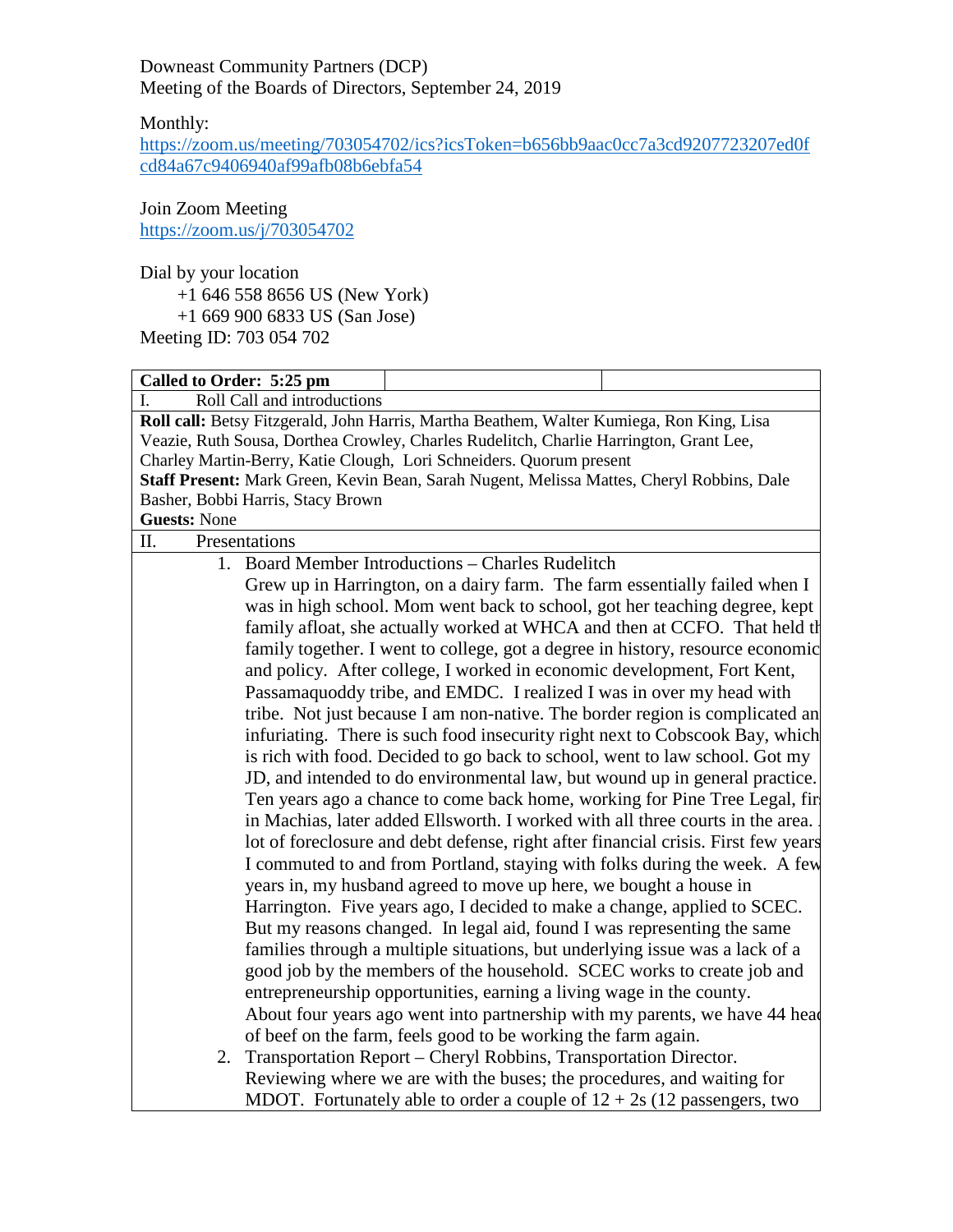Downeast Community Partners (DCP)
Meeting of the Boards of Directors, September 24, 2019

Monthly:
https://zoom.us/meeting/703054702/ics?icsToken=b656bb9aac0cc7a3cd9207723207ed0fcd84a67c9406940af99afb08b6ebfa54

Join Zoom Meeting
https://zoom.us/j/703054702

Dial by your location
+1 646 558 8656 US (New York)
+1 669 900 6833 US (San Jose)
Meeting ID: 703 054 702

**Called to Order: 5:25 pm**

I. Roll Call and introductions

**Roll call:** Betsy Fitzgerald, John Harris, Martha Beathem, Walter Kumiega, Ron King, Lisa Veazie, Ruth Sousa, Dorthea Crowley, Charles Rudelitch, Charlie Harrington, Grant Lee, Charley Martin-Berry, Katie Clough, Lori Schneiders. Quorum present

**Staff Present:** Mark Green, Kevin Bean, Sarah Nugent, Melissa Mattes, Cheryl Robbins, Dale Basher, Bobbi Harris, Stacy Brown

**Guests:** None

II. Presentations

1. Board Member Introductions – Charles Rudelitch
   Grew up in Harrington, on a dairy farm. The farm essentially failed when I was in high school. Mom went back to school, got her teaching degree, kept family afloat, she actually worked at WHCA and then at CCFO. That held th family together. I went to college, got a degree in history, resource economic and policy. After college, I worked in economic development, Fort Kent, Passamaquoddy tribe, and EMDC. I realized I was in over my head with tribe. Not just because I am non-native. The border region is complicated an infuriating. There is such food insecurity right next to Cobscook Bay, which is rich with food. Decided to go back to school, went to law school. Got my JD, and intended to do environmental law, but wound up in general practice. Ten years ago a chance to come back home, working for Pine Tree Legal, fir in Machias, later added Ellsworth. I worked with all three courts in the area. lot of foreclosure and debt defense, right after financial crisis. First few years I commuted to and from Portland, staying with folks during the week. A few years in, my husband agreed to move up here, we bought a house in Harrington. Five years ago, I decided to make a change, applied to SCEC. But my reasons changed. In legal aid, found I was representing the same families through a multiple situations, but underlying issue was a lack of a good job by the members of the household. SCEC works to create job and entrepreneurship opportunities, earning a living wage in the county. About four years ago went into partnership with my parents, we have 44 head of beef on the farm, feels good to be working the farm again.
2. Transportation Report – Cheryl Robbins, Transportation Director.
   Reviewing where we are with the buses; the procedures, and waiting for MDOT. Fortunately able to order a couple of 12 + 2s (12 passengers, two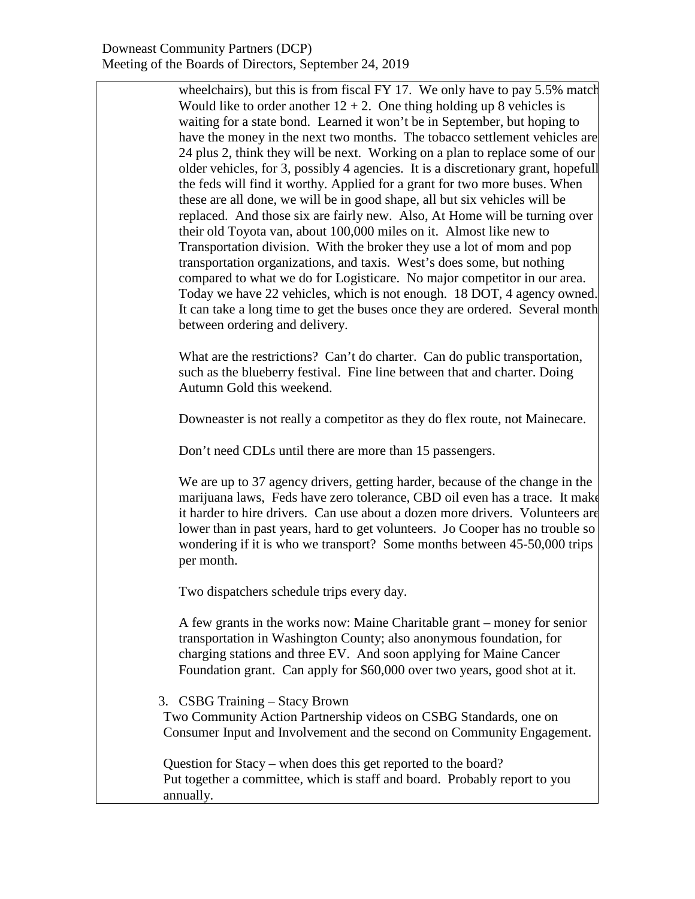wheelchairs), but this is from fiscal FY 17. We only have to pay 5.5% match Would like to order another 12 + 2. One thing holding up 8 vehicles is waiting for a state bond. Learned it won't be in September, but hoping to have the money in the next two months. The tobacco settlement vehicles are 24 plus 2, think they will be next. Working on a plan to replace some of our older vehicles, for 3, possibly 4 agencies. It is a discretionary grant, hopefull the feds will find it worthy. Applied for a grant for two more buses. When these are all done, we will be in good shape, all but six vehicles will be replaced. And those six are fairly new. Also, At Home will be turning over their old Toyota van, about 100,000 miles on it. Almost like new to Transportation division. With the broker they use a lot of mom and pop transportation organizations, and taxis. West's does some, but nothing compared to what we do for Logisticare. No major competitor in our area. Today we have 22 vehicles, which is not enough. 18 DOT, 4 agency owned. It can take a long time to get the buses once they are ordered. Several month between ordering and delivery.

What are the restrictions? Can't do charter. Can do public transportation, such as the blueberry festival. Fine line between that and charter. Doing Autumn Gold this weekend.

Downeaster is not really a competitor as they do flex route, not Mainecare.

Don't need CDLs until there are more than 15 passengers.

We are up to 37 agency drivers, getting harder, because of the change in the marijuana laws, Feds have zero tolerance, CBD oil even has a trace. It make it harder to hire drivers. Can use about a dozen more drivers. Volunteers are lower than in past years, hard to get volunteers. Jo Cooper has no trouble so wondering if it is who we transport? Some months between 45-50,000 trips per month.

Two dispatchers schedule trips every day.

A few grants in the works now: Maine Charitable grant – money for senior transportation in Washington County; also anonymous foundation, for charging stations and three EV. And soon applying for Maine Cancer Foundation grant. Can apply for $60,000 over two years, good shot at it.

3. CSBG Training – Stacy Brown

Two Community Action Partnership videos on CSBG Standards, one on Consumer Input and Involvement and the second on Community Engagement.

Question for Stacy – when does this get reported to the board? Put together a committee, which is staff and board. Probably report to you annually.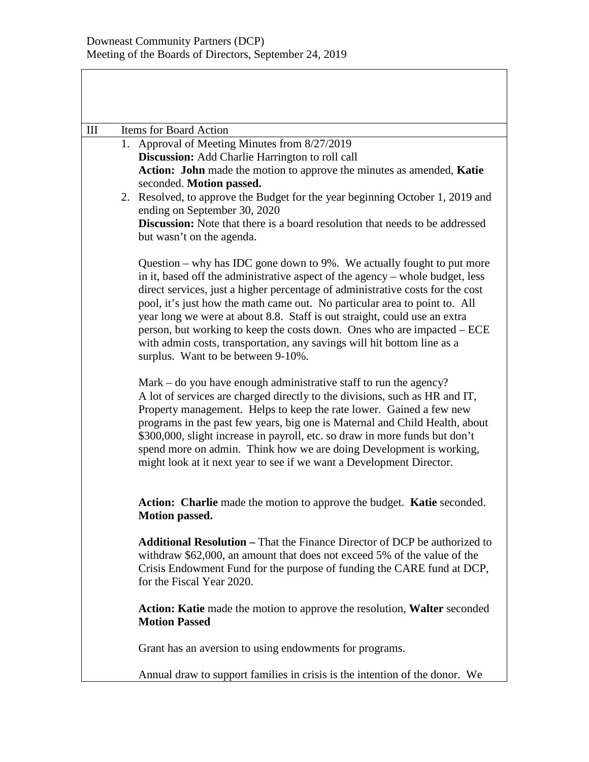Downeast Community Partners (DCP)
Meeting of the Boards of Directors, September 24, 2019

III Items for Board Action

1. Approval of Meeting Minutes from 8/27/2019
   **Discussion:** Add Charlie Harrington to roll call
   **Action: John** made the motion to approve the minutes as amended, **Katie** seconded. **Motion passed.**
2. Resolved, to approve the Budget for the year beginning October 1, 2019 and ending on September 30, 2020
   **Discussion:** Note that there is a board resolution that needs to be addressed but wasn't on the agenda.

   Question – why has IDC gone down to 9%. We actually fought to put more in it, based off the administrative aspect of the agency – whole budget, less direct services, just a higher percentage of administrative costs for the cost pool, it's just how the math came out. No particular area to point to. All year long we were at about 8.8. Staff is out straight, could use an extra person, but working to keep the costs down. Ones who are impacted – ECE with admin costs, transportation, any savings will hit bottom line as a surplus. Want to be between 9-10%.

   Mark – do you have enough administrative staff to run the agency? A lot of services are charged directly to the divisions, such as HR and IT, Property management. Helps to keep the rate lower. Gained a few new programs in the past few years, big one is Maternal and Child Health, about $300,000, slight increase in payroll, etc. so draw in more funds but don't spend more on admin. Think how we are doing Development is working, might look at it next year to see if we want a Development Director.

   **Action: Charlie** made the motion to approve the budget. **Katie** seconded. **Motion passed.**

   **Additional Resolution –** That the Finance Director of DCP be authorized to withdraw $62,000, an amount that does not exceed 5% of the value of the Crisis Endowment Fund for the purpose of funding the CARE fund at DCP, for the Fiscal Year 2020.

   **Action: Katie** made the motion to approve the resolution, **Walter** seconded **Motion Passed**

   Grant has an aversion to using endowments for programs.

   Annual draw to support families in crisis is the intention of the donor. We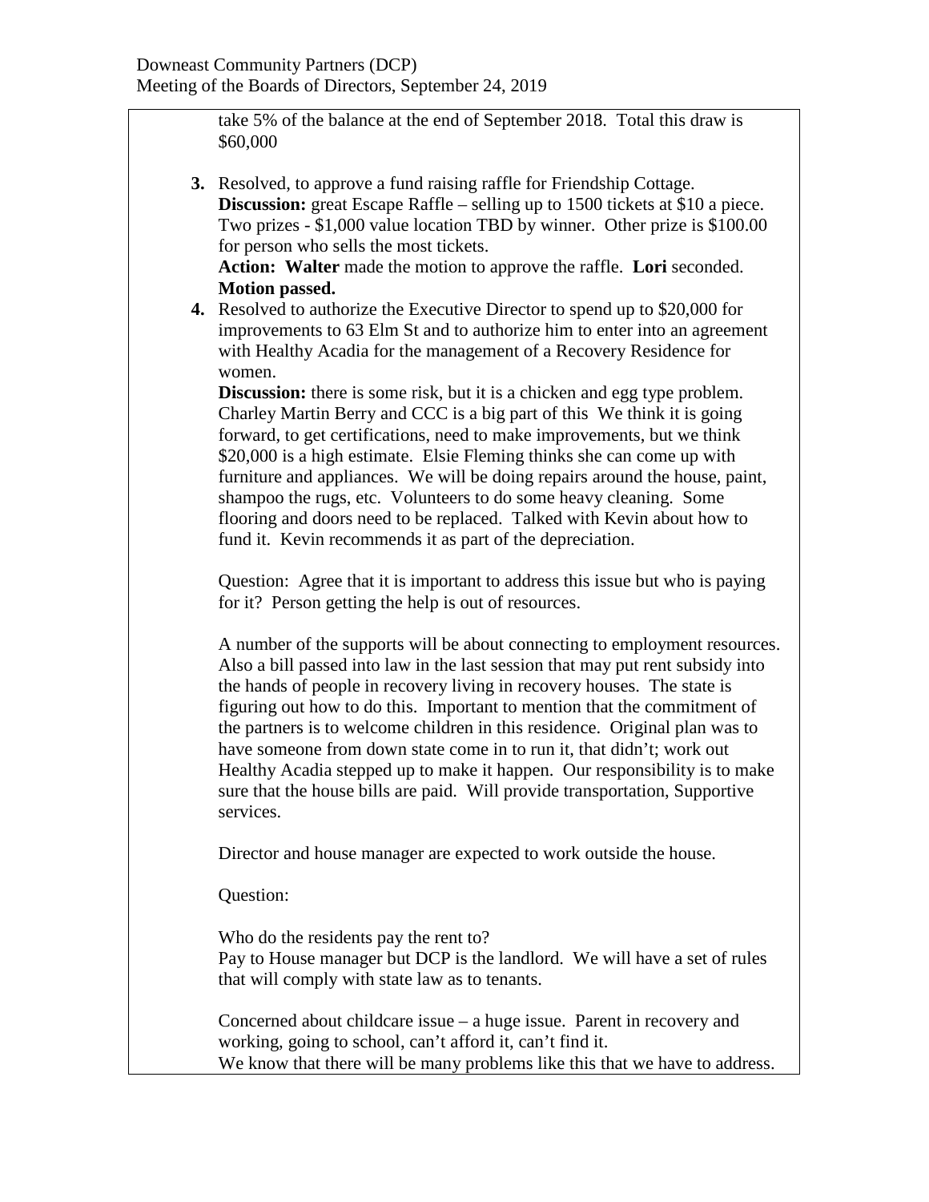take 5% of the balance at the end of September 2018. Total this draw is $60,000

3. Resolved, to approve a fund raising raffle for Friendship Cottage.
   **Discussion:** great Escape Raffle – selling up to 1500 tickets at $10 a piece. Two prizes - $1,000 value location TBD by winner. Other prize is $100.00 for person who sells the most tickets.
   **Action: Walter** made the motion to approve the raffle. **Lori** seconded. **Motion passed.**
4. Resolved to authorize the Executive Director to spend up to $20,000 for improvements to 63 Elm St and to authorize him to enter into an agreement with Healthy Acadia for the management of a Recovery Residence for women.
   **Discussion:** there is some risk, but it is a chicken and egg type problem. Charley Martin Berry and CCC is a big part of this We think it is going forward, to get certifications, need to make improvements, but we think $20,000 is a high estimate. Elsie Fleming thinks she can come up with furniture and appliances. We will be doing repairs around the house, paint, shampoo the rugs, etc. Volunteers to do some heavy cleaning. Some flooring and doors need to be replaced. Talked with Kevin about how to fund it. Kevin recommends it as part of the depreciation.

   Question: Agree that it is important to address this issue but who is paying for it? Person getting the help is out of resources.

   A number of the supports will be about connecting to employment resources. Also a bill passed into law in the last session that may put rent subsidy into the hands of people in recovery living in recovery houses. The state is figuring out how to do this. Important to mention that the commitment of the partners is to welcome children in this residence. Original plan was to have someone from down state come in to run it, that didn't; work out Healthy Acadia stepped up to make it happen. Our responsibility is to make sure that the house bills are paid. Will provide transportation, Supportive services.

   Director and house manager are expected to work outside the house.

   Question:

   Who do the residents pay the rent to?
   Pay to House manager but DCP is the landlord. We will have a set of rules that will comply with state law as to tenants.

   Concerned about childcare issue – a huge issue. Parent in recovery and working, going to school, can't afford it, can't find it.
   We know that there will be many problems like this that we have to address.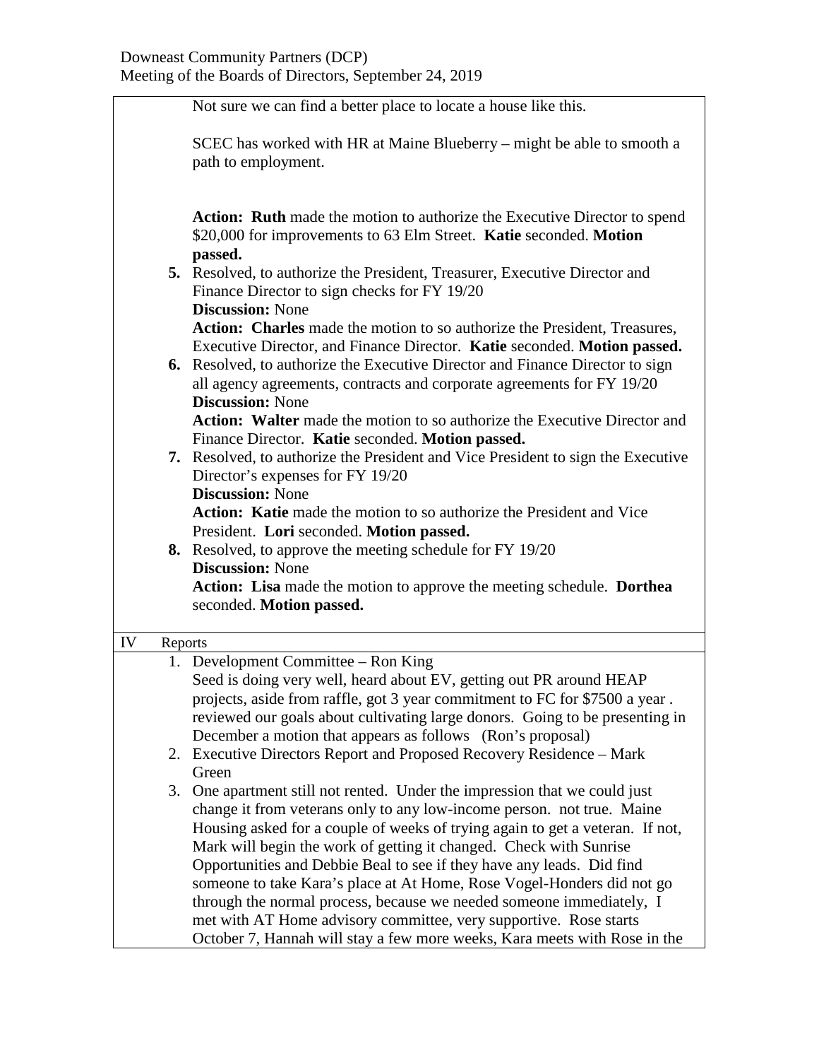Not sure we can find a better place to locate a house like this.

SCEC has worked with HR at Maine Blueberry – might be able to smooth a path to employment.

**Action: Ruth** made the motion to authorize the Executive Director to spend $20,000 for improvements to 63 Elm Street. **Katie** seconded. **Motion passed.**

5. Resolved, to authorize the President, Treasurer, Executive Director and Finance Director to sign checks for FY 19/20
   **Discussion:** None
   **Action: Charles** made the motion to so authorize the President, Treasures, Executive Director, and Finance Director. **Katie** seconded. **Motion passed.**
6. Resolved, to authorize the Executive Director and Finance Director to sign all agency agreements, contracts and corporate agreements for FY 19/20
   **Discussion:** None
   **Action: Walter** made the motion to so authorize the Executive Director and Finance Director. **Katie** seconded. **Motion passed.**
7. Resolved, to authorize the President and Vice President to sign the Executive Director's expenses for FY 19/20
   **Discussion:** None
   **Action: Katie** made the motion to so authorize the President and Vice President. **Lori** seconded. **Motion passed.**
8. Resolved, to approve the meeting schedule for FY 19/20
   **Discussion:** None
   **Action: Lisa** made the motion to approve the meeting schedule. **Dorthea** seconded. **Motion passed.**

## IV Reports

1. Development Committee – Ron King
   Seed is doing very well, heard about EV, getting out PR around HEAP projects, aside from raffle, got 3 year commitment to FC for $7500 a year . reviewed our goals about cultivating large donors. Going to be presenting in December a motion that appears as follows (Ron's proposal)
2. Executive Directors Report and Proposed Recovery Residence – Mark Green
3. One apartment still not rented. Under the impression that we could just change it from veterans only to any low-income person. not true. Maine Housing asked for a couple of weeks of trying again to get a veteran. If not, Mark will begin the work of getting it changed. Check with Sunrise Opportunities and Debbie Beal to see if they have any leads. Did find someone to take Kara's place at At Home, Rose Vogel-Honders did not go through the normal process, because we needed someone immediately, I met with AT Home advisory committee, very supportive. Rose starts October 7, Hannah will stay a few more weeks, Kara meets with Rose in the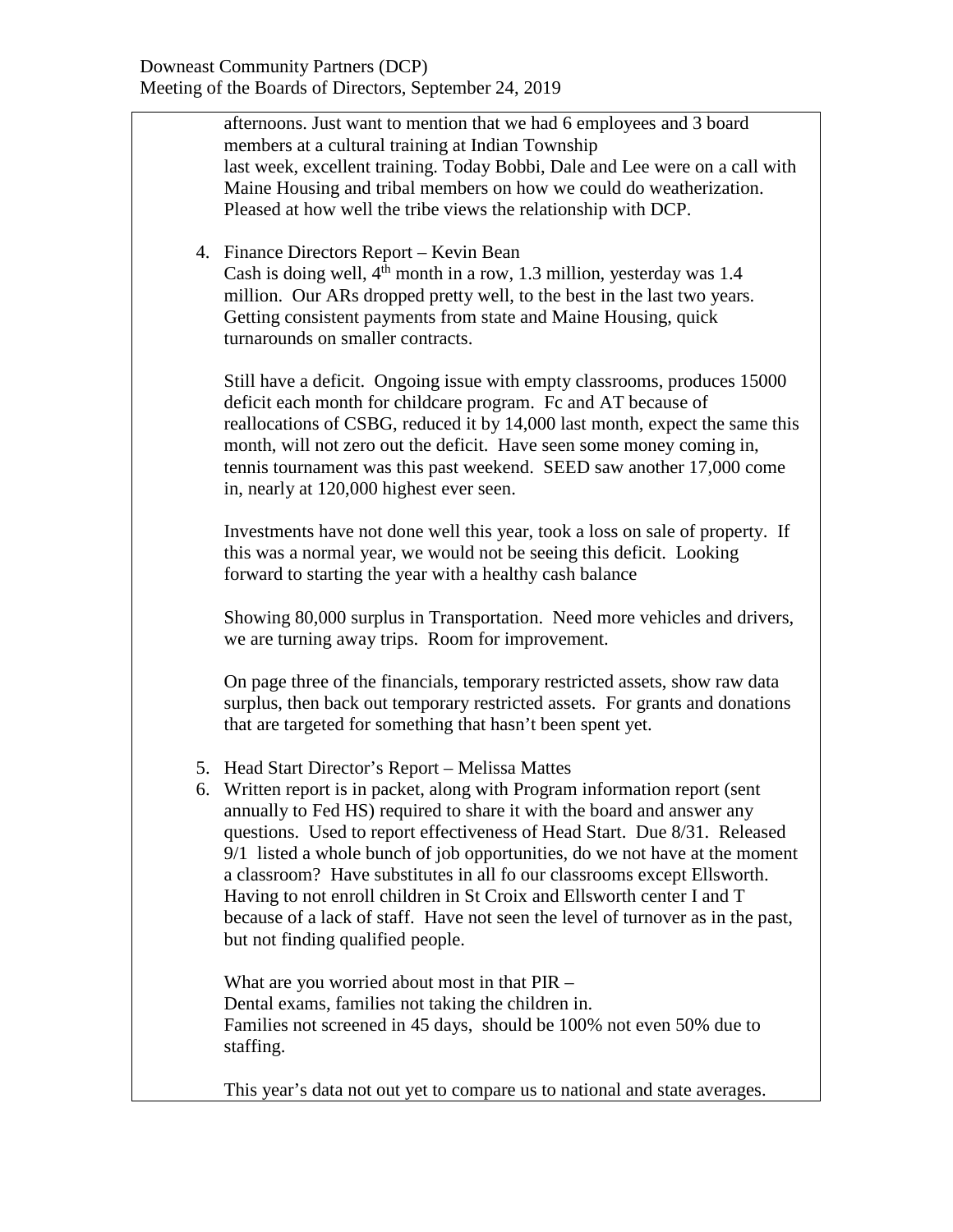afternoons. Just want to mention that we had 6 employees and 3 board members at a cultural training at Indian Township last week, excellent training. Today Bobbi, Dale and Lee were on a call with Maine Housing and tribal members on how we could do weatherization. Pleased at how well the tribe views the relationship with DCP.

4. Finance Directors Report – Kevin Bean

   Cash is doing well, 4th month in a row, 1.3 million, yesterday was 1.4 million. Our ARs dropped pretty well, to the best in the last two years. Getting consistent payments from state and Maine Housing, quick turnarounds on smaller contracts.

   Still have a deficit. Ongoing issue with empty classrooms, produces 15000 deficit each month for childcare program. Fc and AT because of reallocations of CSBG, reduced it by 14,000 last month, expect the same this month, will not zero out the deficit. Have seen some money coming in, tennis tournament was this past weekend. SEED saw another 17,000 come in, nearly at 120,000 highest ever seen.

   Investments have not done well this year, took a loss on sale of property. If this was a normal year, we would not be seeing this deficit. Looking forward to starting the year with a healthy cash balance

   Showing 80,000 surplus in Transportation. Need more vehicles and drivers, we are turning away trips. Room for improvement.

   On page three of the financials, temporary restricted assets, show raw data surplus, then back out temporary restricted assets. For grants and donations that are targeted for something that hasn't been spent yet.

5. Head Start Director's Report – Melissa Mattes
6. Written report is in packet, along with Program information report (sent annually to Fed HS) required to share it with the board and answer any questions. Used to report effectiveness of Head Start. Due 8/31. Released 9/1 listed a whole bunch of job opportunities, do we not have at the moment a classroom? Have substitutes in all fo our classrooms except Ellsworth. Having to not enroll children in St Croix and Ellsworth center I and T because of a lack of staff. Have not seen the level of turnover as in the past, but not finding qualified people.

   What are you worried about most in that PIR –
   Dental exams, families not taking the children in.
   Families not screened in 45 days, should be 100% not even 50% due to staffing.

   This year's data not out yet to compare us to national and state averages.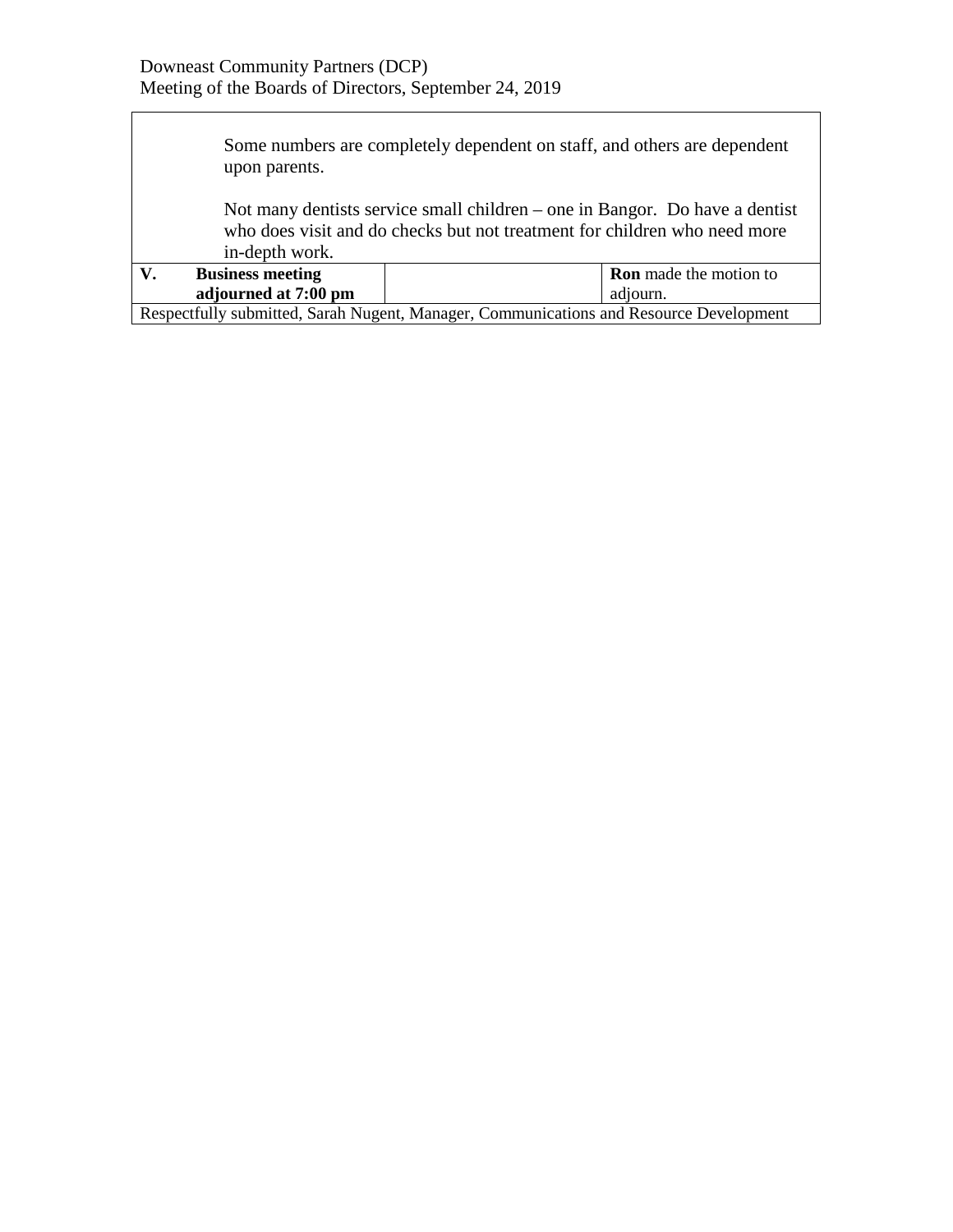Some numbers are completely dependent on staff, and others are dependent upon parents.

Not many dentists service small children – one in Bangor. Do have a dentist who does visit and do checks but not treatment for children who need more in-depth work.

| | | | |
|---|---|---|---|
| **V.** | **Business meeting adjourned at 7:00 pm** | | **Ron** made the motion to adjourn. |

Respectfully submitted, Sarah Nugent, Manager, Communications and Resource Development